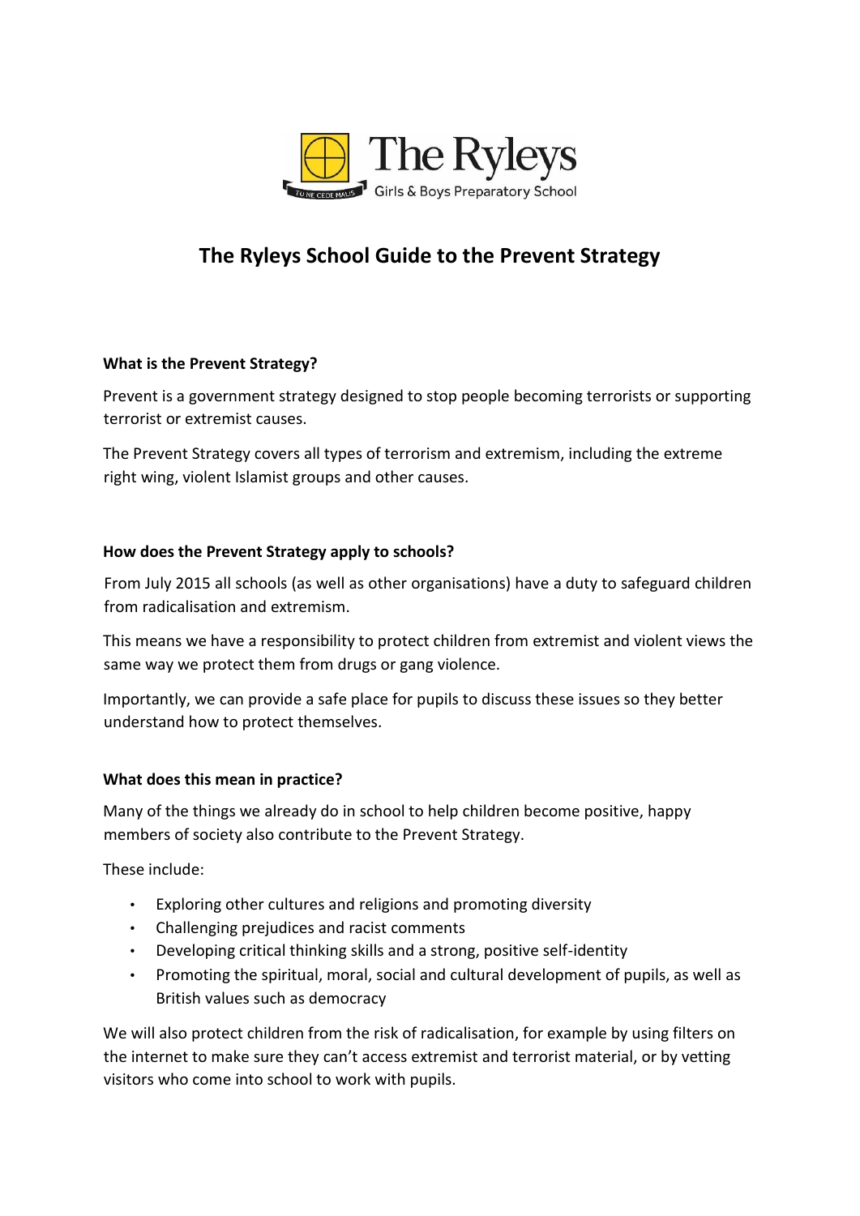# The Ryleys School Guide to the Prevent Strategy

### What is the Prevent Strategy?

Prevent is a government strategy designed to stop people becoming terrorists or supporting terrorist or extremist causes.

The Prevent Strategy covers all types of terrorism and extremism, including the extreme right wing, violent Islamist groups and other causes.

### How does the Prevent Strategy apply to schools?

From July 2015 all schools (as well as other organisations) have a duty to safeguard children from radicalisation and extremism.

This means we have a responsibility to protect children from extremist and violent views the same way we protect them from drugs or gang violence.

Importantly, we can provide a safe place for pupils to discuss these issues so they better understand how to protect themselves.

### What does this mean in practice?

Many of the things we already do in school to help children become positive, happy members of society also contribute to the Prevent Strategy.

These include:

- Exploring other cultures and religions and promoting diversity
- Challenging prejudices and racist comments
- Developing critical thinking skills and a strong, positive self-identity
- Promoting the spiritual, moral, social and cultural development of pupils, as well as British values such as democracy

We will also protect children from the risk of radicalisation, for example by using filters on the internet to make sure they can't access extremist and terrorist material, or by vetting visitors who come into school to work with pupils.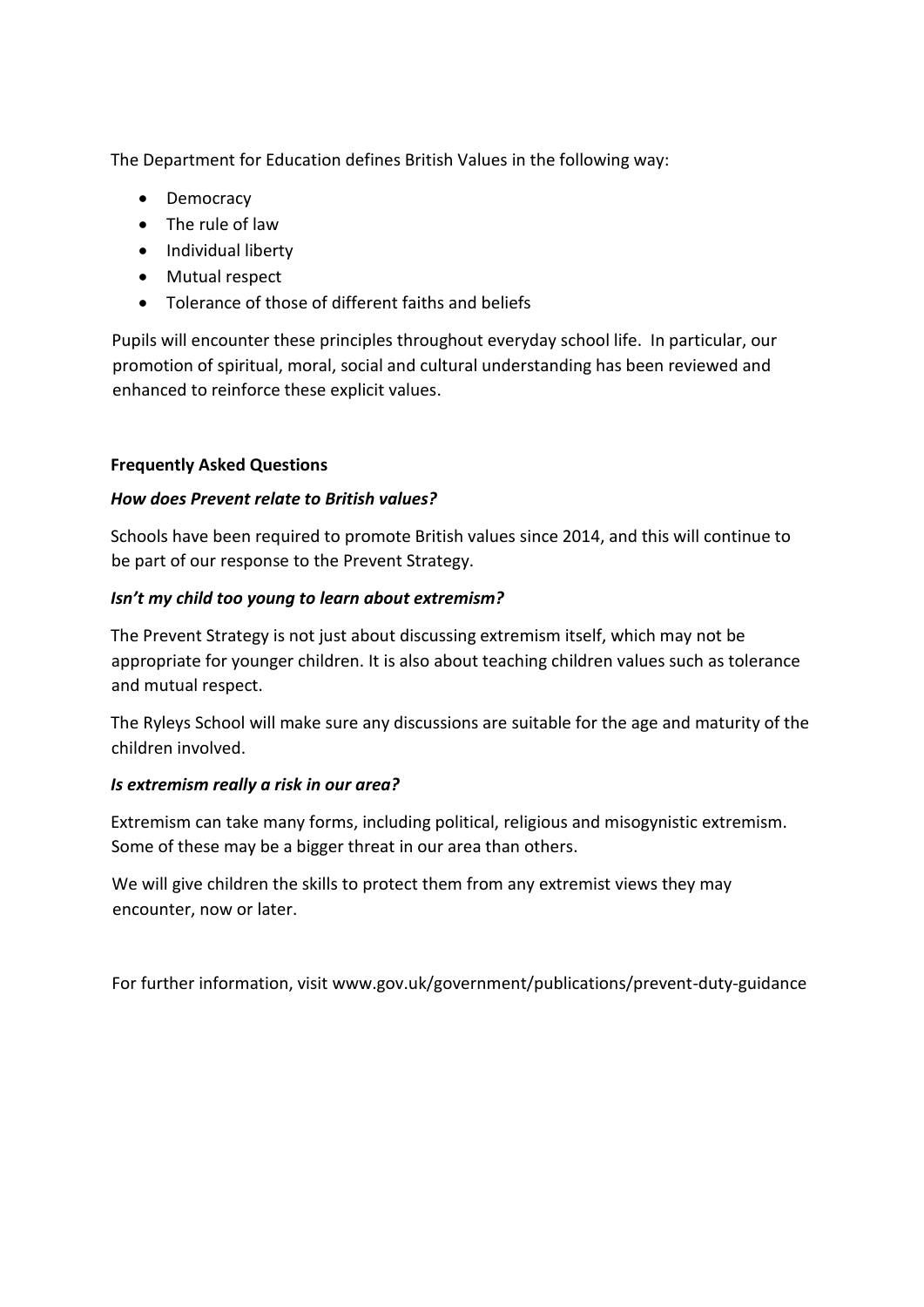The Department for Education defines British Values in the following way:

- Democracy
- The rule of law
- Individual liberty
- Mutual respect
- Tolerance of those of different faiths and beliefs

Pupils will encounter these principles throughout everyday school life. In particular, our promotion of spiritual, moral, social and cultural understanding has been reviewed and enhanced to reinforce these explicit values.

**Frequently Asked Questions**

***How does Prevent relate to British values?***

Schools have been required to promote British values since 2014, and this will continue to be part of our response to the Prevent Strategy.

***Isn't my child too young to learn about extremism?***

The Prevent Strategy is not just about discussing extremism itself, which may not be appropriate for younger children. It is also about teaching children values such as tolerance and mutual respect.

The Ryleys School will make sure any discussions are suitable for the age and maturity of the children involved.

***Is extremism really a risk in our area?***

Extremism can take many forms, including political, religious and misogynistic extremism. Some of these may be a bigger threat in our area than others.

We will give children the skills to protect them from any extremist views they may encounter, now or later.

For further information, visit www.gov.uk/government/publications/prevent-duty-guidance